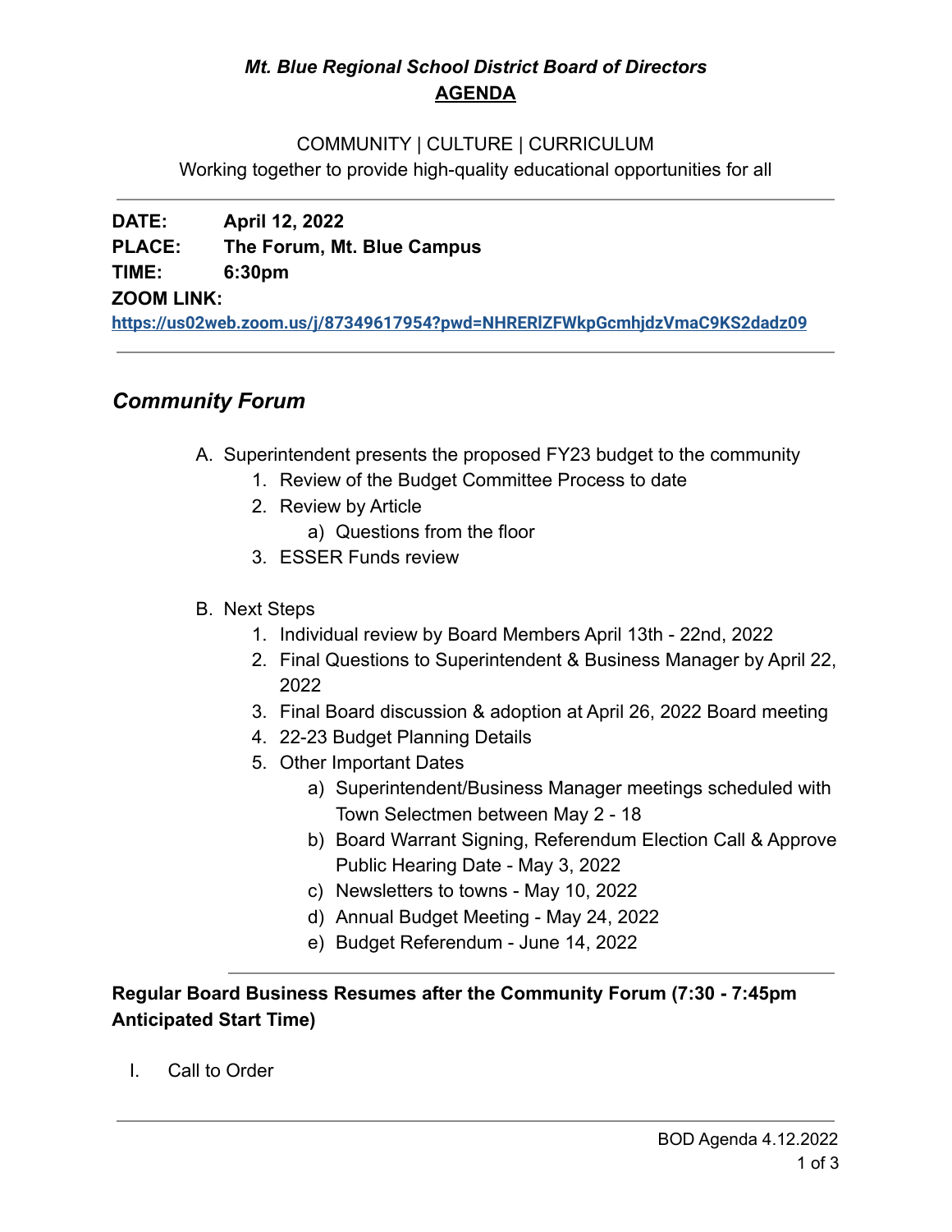*Mt. Blue Regional School District Board of Directors*

**AGENDA**

COMMUNITY | CULTURE | CURRICULUM

Working together to provide high-quality educational opportunities for all

---

**DATE:** **April 12, 2022**

**PLACE:** **The Forum, Mt. Blue Campus**

**TIME:** **6:30pm**

**ZOOM LINK:**

**https://us02web.zoom.us/j/87349617954?pwd=NHRERlZFWkpGcmhjdzVmaC9KS2dadz09**

---

## *Community Forum*

A. Superintendent presents the proposed FY23 budget to the community
   1. Review of the Budget Committee Process to date
   2. Review by Article
      a) Questions from the floor
   3. ESSER Funds review

B. Next Steps
   1. Individual review by Board Members April 13th - 22nd, 2022
   2. Final Questions to Superintendent & Business Manager by April 22, 2022
   3. Final Board discussion & adoption at April 26, 2022 Board meeting
   4. 22-23 Budget Planning Details
   5. Other Important Dates
      a) Superintendent/Business Manager meetings scheduled with Town Selectmen between May 2 - 18
      b) Board Warrant Signing, Referendum Election Call & Approve Public Hearing Date - May 3, 2022
      c) Newsletters to towns - May 10, 2022
      d) Annual Budget Meeting - May 24, 2022
      e) Budget Referendum - June 14, 2022

---

**Regular Board Business Resumes after the Community Forum (7:30 - 7:45pm Anticipated Start Time)**

I. Call to Order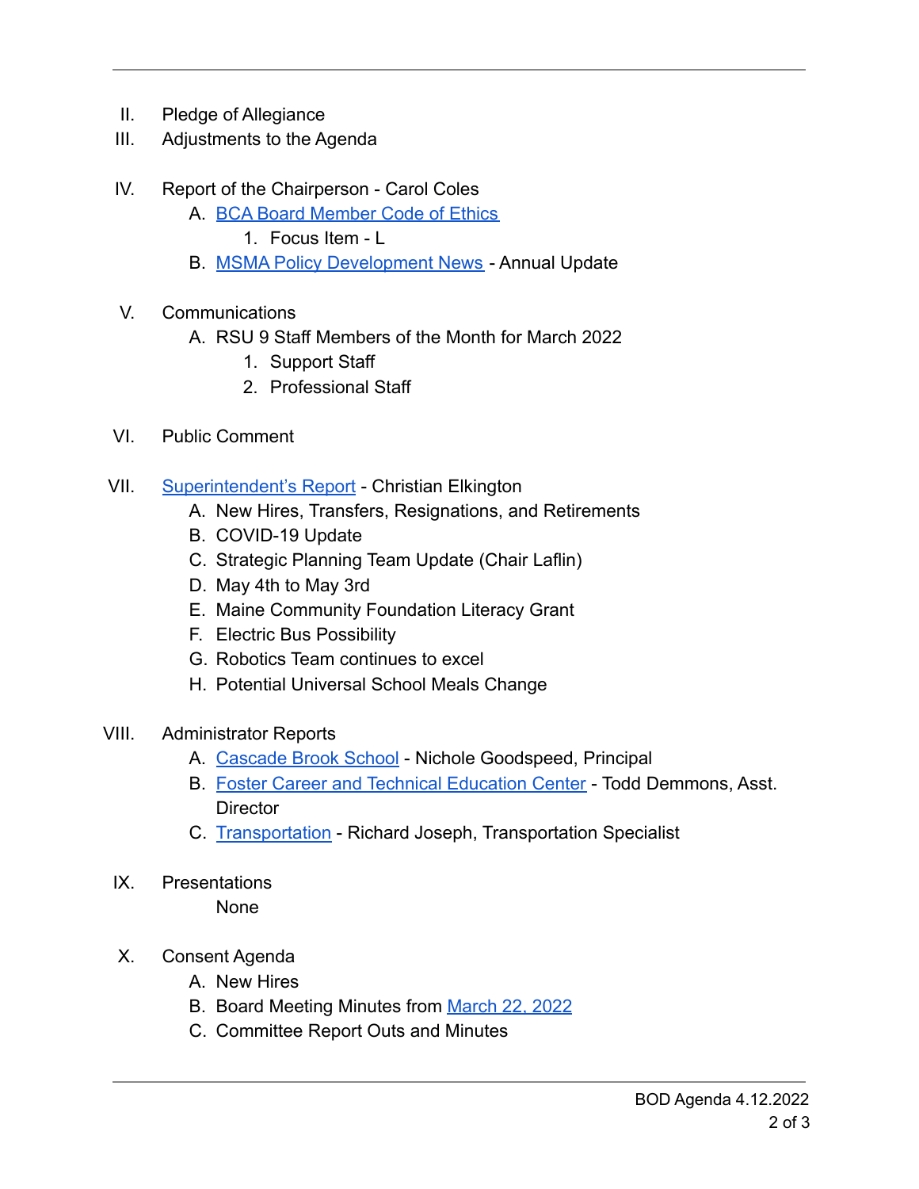II. Pledge of Allegiance

III. Adjustments to the Agenda

IV. Report of the Chairperson - Carol Coles
   - A. BCA Board Member Code of Ethics
     1. Focus Item - L
   - B. MSMA Policy Development News - Annual Update

V. Communications
   - A. RSU 9 Staff Members of the Month for March 2022
     1. Support Staff
     2. Professional Staff

VI. Public Comment

VII. Superintendent's Report - Christian Elkington
   - A. New Hires, Transfers, Resignations, and Retirements
   - B. COVID-19 Update
   - C. Strategic Planning Team Update (Chair Laflin)
   - D. May 4th to May 3rd
   - E. Maine Community Foundation Literacy Grant
   - F. Electric Bus Possibility
   - G. Robotics Team continues to excel
   - H. Potential Universal School Meals Change

VIII. Administrator Reports
   - A. Cascade Brook School - Nichole Goodspeed, Principal
   - B. Foster Career and Technical Education Center - Todd Demmons, Asst. Director
   - C. Transportation - Richard Joseph, Transportation Specialist

IX. Presentations

   None

X. Consent Agenda
   - A. New Hires
   - B. Board Meeting Minutes from March 22, 2022
   - C. Committee Report Outs and Minutes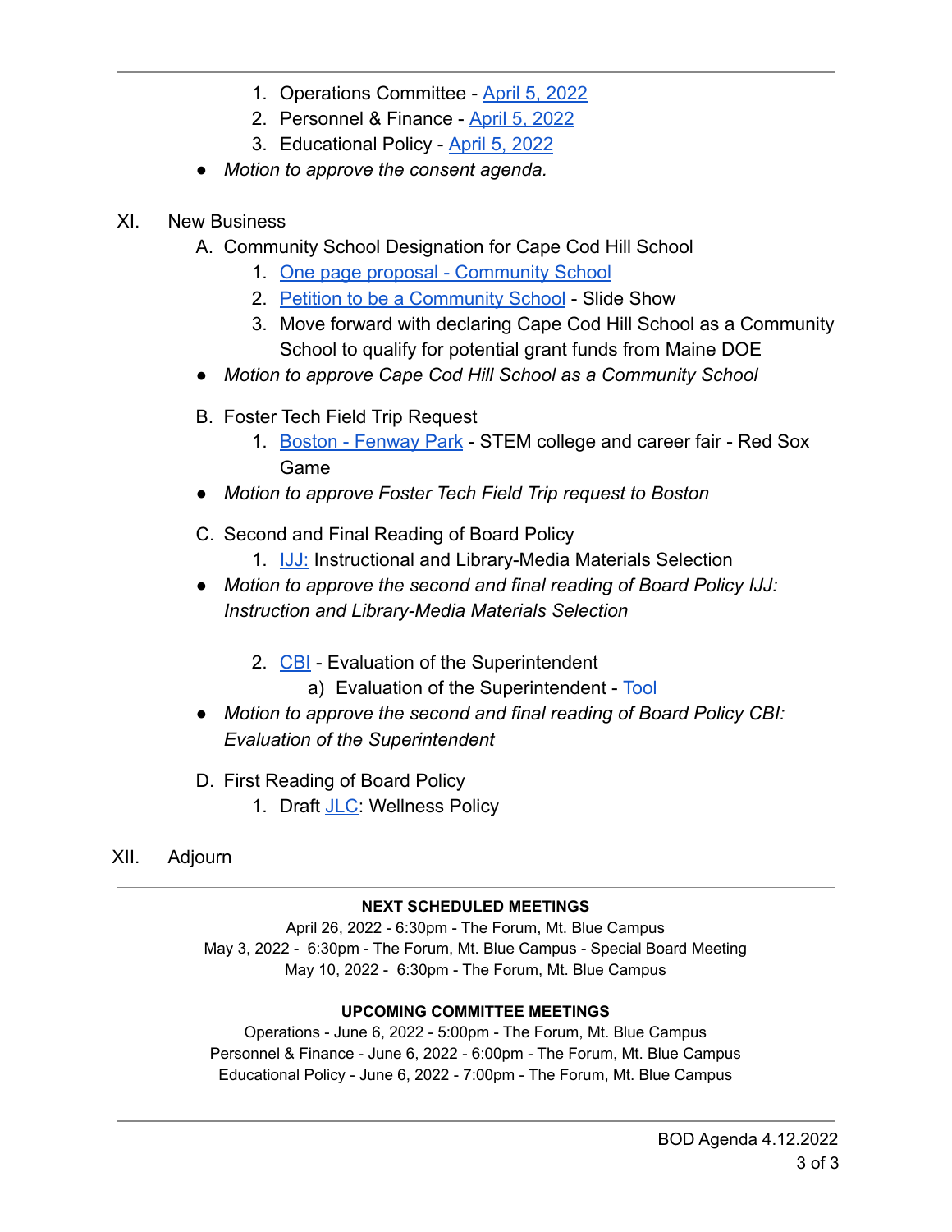1. Operations Committee - April 5, 2022
2. Personnel & Finance - April 5, 2022
3. Educational Policy - April 5, 2022

- *Motion to approve the consent agenda.*

XI. New Business

A. Community School Designation for Cape Cod Hill School
   1. One page proposal - Community School
   2. Petition to be a Community School - Slide Show
   3. Move forward with declaring Cape Cod Hill School as a Community School to qualify for potential grant funds from Maine DOE

- *Motion to approve Cape Cod Hill School as a Community School*

B. Foster Tech Field Trip Request
   1. Boston - Fenway Park - STEM college and career fair - Red Sox Game

- *Motion to approve Foster Tech Field Trip request to Boston*

C. Second and Final Reading of Board Policy
   1. IJJ: Instructional and Library-Media Materials Selection

- *Motion to approve the second and final reading of Board Policy IJJ: Instruction and Library-Media Materials Selection*

   2. CBI - Evaluation of the Superintendent
      a) Evaluation of the Superintendent - Tool

- *Motion to approve the second and final reading of Board Policy CBI: Evaluation of the Superintendent*

D. First Reading of Board Policy
   1. Draft JLC: Wellness Policy

XII. Adjourn

---

**NEXT SCHEDULED MEETINGS**

April 26, 2022 - 6:30pm - The Forum, Mt. Blue Campus
May 3, 2022 - 6:30pm - The Forum, Mt. Blue Campus - Special Board Meeting
May 10, 2022 - 6:30pm - The Forum, Mt. Blue Campus

**UPCOMING COMMITTEE MEETINGS**

Operations - June 6, 2022 - 5:00pm - The Forum, Mt. Blue Campus
Personnel & Finance - June 6, 2022 - 6:00pm - The Forum, Mt. Blue Campus
Educational Policy - June 6, 2022 - 7:00pm - The Forum, Mt. Blue Campus

---

BOD Agenda 4.12.2022